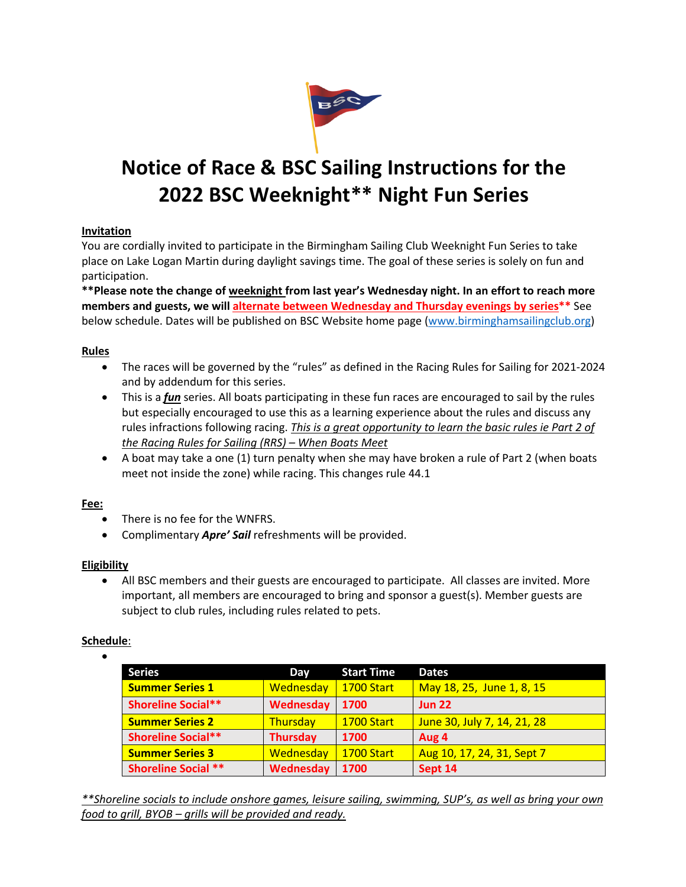# Notice of Race & BSC Sailing Instructions for the 2022 BSC Weeknight** Night Fun Series

**Invitation**

You are cordially invited to participate in the Birmingham Sailing Club Weeknight Fun Series to take place on Lake Logan Martin during daylight savings time. The goal of these series is solely on fun and participation.

**\*\*Please note the change of weeknight from last year's Wednesday night. In an effort to reach more members and guests, we will alternate between Wednesday and Thursday evenings by series\*\*** See below schedule. Dates will be published on BSC Website home page (www.birminghamsailingclub.org)

**Rules**

- The races will be governed by the "rules" as defined in the Racing Rules for Sailing for 2021-2024 and by addendum for this series.
- This is a ***fun*** series. All boats participating in these fun races are encouraged to sail by the rules but especially encouraged to use this as a learning experience about the rules and discuss any rules infractions following racing. *This is a great opportunity to learn the basic rules ie Part 2 of the Racing Rules for Sailing (RRS) – When Boats Meet*
- A boat may take a one (1) turn penalty when she may have broken a rule of Part 2 (when boats meet not inside the zone) while racing. This changes rule 44.1

**Fee:**

- There is no fee for the WNFRS.
- Complimentary ***Apre' Sail*** refreshments will be provided.

**Eligibility**

- All BSC members and their guests are encouraged to participate. All classes are invited. More important, all members are encouraged to bring and sponsor a guest(s). Member guests are subject to club rules, including rules related to pets.

**Schedule**:

| Series | Day | Start Time | Dates |
|---|---|---|---|
| **Summer Series 1** | Wednesday | 1700 Start | May 18, 25, June 1, 8, 15 |
| **Shoreline Social\*\*** | **Wednesday** | **1700** | **Jun 22** |
| **Summer Series 2** | Thursday | 1700 Start | June 30, July 7, 14, 21, 28 |
| **Shoreline Social\*\*** | **Thursday** | **1700** | **Aug 4** |
| **Summer Series 3** | Wednesday | 1700 Start | Aug 10, 17, 24, 31, Sept 7 |
| **Shoreline Social \*\*** | **Wednesday** | **1700** | **Sept 14** |

*\*\*Shoreline socials to include onshore games, leisure sailing, swimming, SUP's, as well as bring your own food to grill, BYOB – grills will be provided and ready.*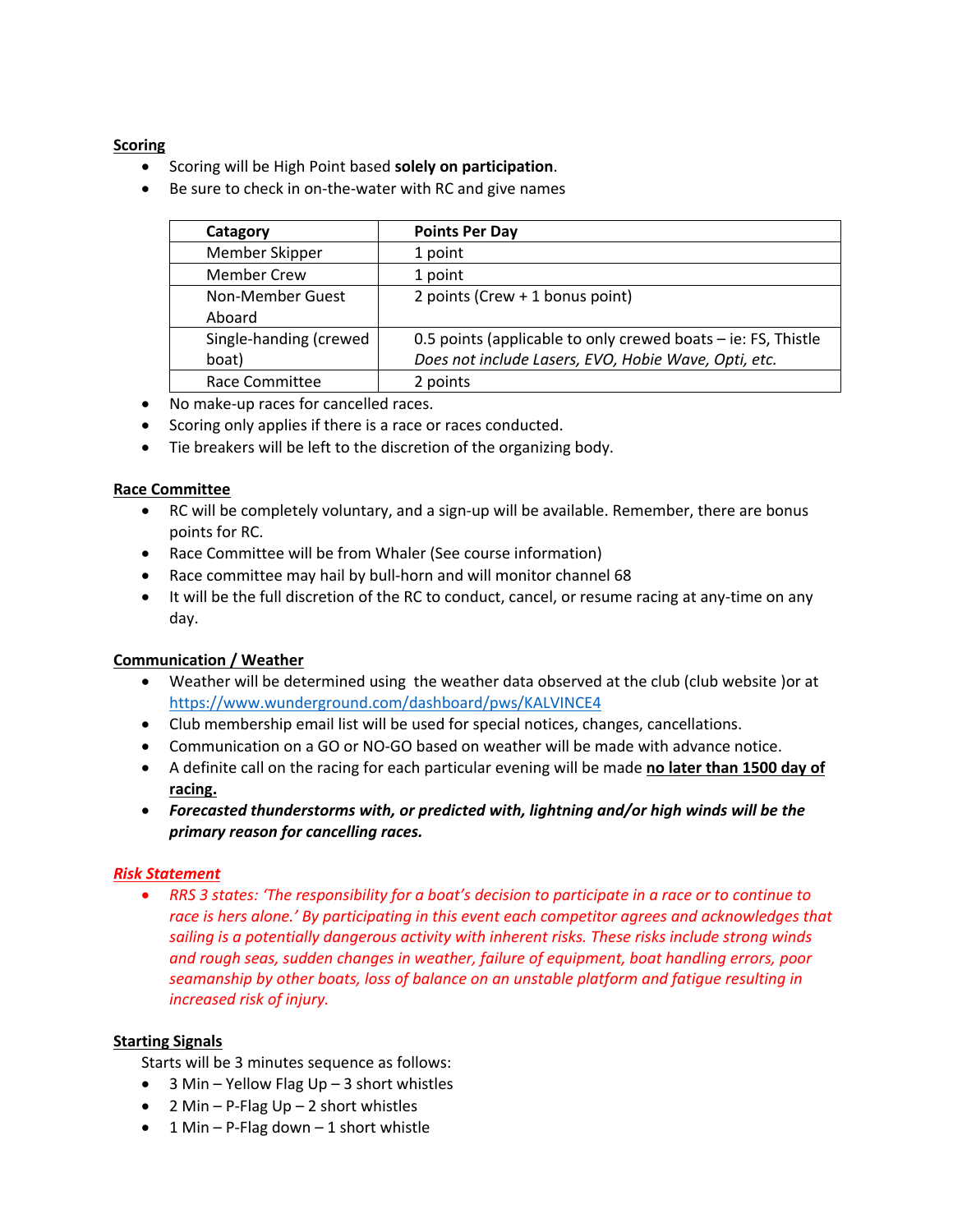## Scoring

- Scoring will be High Point based **solely on participation**.
- Be sure to check in on-the-water with RC and give names

| Catagory | Points Per Day |
|---|---|
| Member Skipper | 1 point |
| Member Crew | 1 point |
| Non-Member Guest Aboard | 2 points (Crew + 1 bonus point) |
| Single-handing (crewed boat) | 0.5 points (applicable to only crewed boats – ie: FS, Thistle *Does not include Lasers, EVO, Hobie Wave, Opti, etc.* |
| Race Committee | 2 points |

- No make-up races for cancelled races.
- Scoring only applies if there is a race or races conducted.
- Tie breakers will be left to the discretion of the organizing body.

## Race Committee

- RC will be completely voluntary, and a sign-up will be available. Remember, there are bonus points for RC.
- Race Committee will be from Whaler (See course information)
- Race committee may hail by bull-horn and will monitor channel 68
- It will be the full discretion of the RC to conduct, cancel, or resume racing at any-time on any day.

## Communication / Weather

- Weather will be determined using the weather data observed at the club (club website )or at [https://www.wunderground.com/dashboard/pws/KALVINCE4](https://www.wunderground.com/dashboard/pws/KALVINCE4)
- Club membership email list will be used for special notices, changes, cancellations.
- Communication on a GO or NO-GO based on weather will be made with advance notice.
- A definite call on the racing for each particular evening will be made **no later than 1500 day of racing.**
- ***Forecasted thunderstorms with, or predicted with, lightning and/or high winds will be the primary reason for cancelling races.***

## *Risk Statement*

- *RRS 3 states: 'The responsibility for a boat's decision to participate in a race or to continue to race is hers alone.' By participating in this event each competitor agrees and acknowledges that sailing is a potentially dangerous activity with inherent risks. These risks include strong winds and rough seas, sudden changes in weather, failure of equipment, boat handling errors, poor seamanship by other boats, loss of balance on an unstable platform and fatigue resulting in increased risk of injury.*

## Starting Signals

Starts will be 3 minutes sequence as follows:

- 3 Min – Yellow Flag Up – 3 short whistles
- 2 Min – P-Flag Up – 2 short whistles
- 1 Min – P-Flag down – 1 short whistle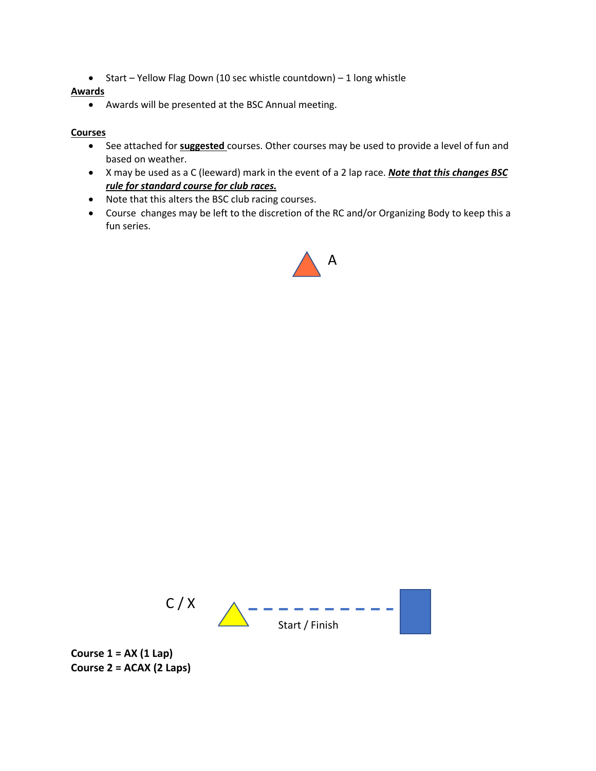- Start – Yellow Flag Down (10 sec whistle countdown) – 1 long whistle

**Awards**

- Awards will be presented at the BSC Annual meeting.

**Courses**

- See attached for **suggested** courses. Other courses may be used to provide a level of fun and based on weather.
- X may be used as a C (leeward) mark in the event of a 2 lap race. ***Note that this changes BSC rule for standard course for club races.***
- Note that this alters the BSC club racing courses.
- Course changes may be left to the discretion of the RC and/or Organizing Body to keep this a fun series.

A

C / X

Start / Finish

**Course 1 = AX (1 Lap)**
**Course 2 = ACAX (2 Laps)**